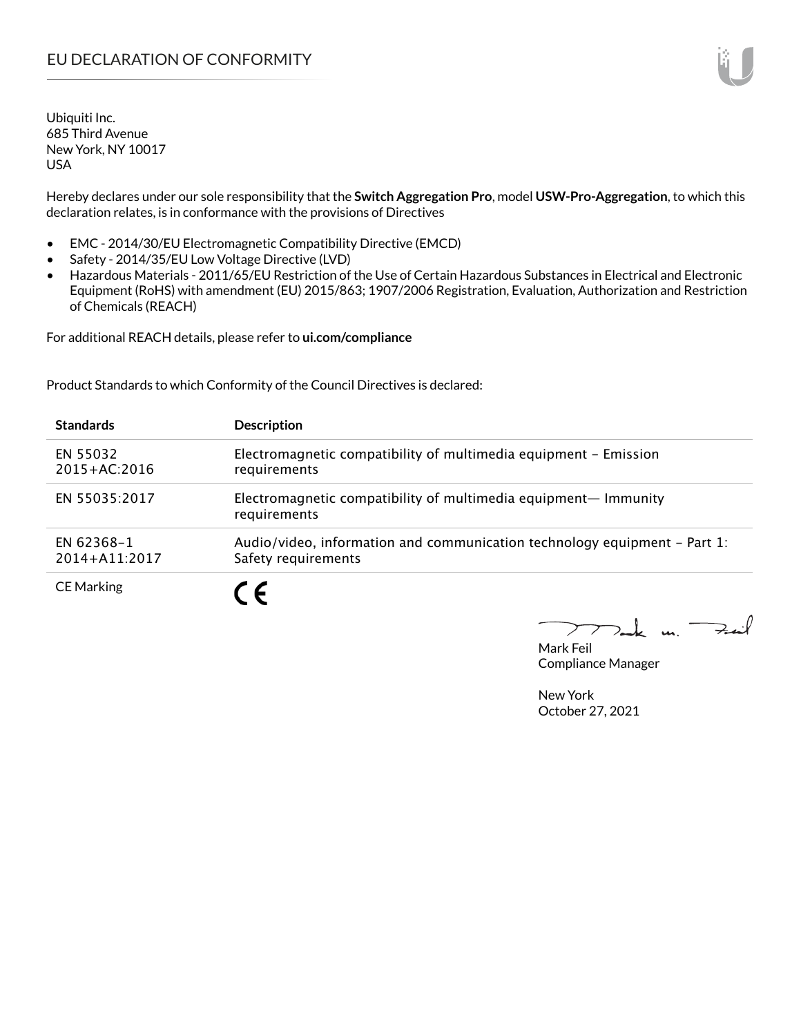# EU DECLARATION OF CONFORMITY

Ubiquiti Inc.
685 Third Avenue
New York, NY 10017
USA

Hereby declares under our sole responsibility that the **Switch Aggregation Pro**, model **USW-Pro-Aggregation**, to which this declaration relates, is in conformance with the provisions of Directives

- EMC - 2014/30/EU Electromagnetic Compatibility Directive (EMCD)
- Safety - 2014/35/EU Low Voltage Directive (LVD)
- Hazardous Materials - 2011/65/EU Restriction of the Use of Certain Hazardous Substances in Electrical and Electronic Equipment (RoHS) with amendment (EU) 2015/863; 1907/2006 Registration, Evaluation, Authorization and Restriction of Chemicals (REACH)

For additional REACH details, please refer to **ui.com/compliance**

Product Standards to which Conformity of the Council Directives is declared:

| Standards | Description |
|---|---|
| EN 55032 2015+AC:2016 | Electromagnetic compatibility of multimedia equipment – Emission requirements |
| EN 55035:2017 | Electromagnetic compatibility of multimedia equipment— Immunity requirements |
| EN 62368-1 2014+A11:2017 | Audio/video, information and communication technology equipment – Part 1: Safety requirements |
| CE Marking | CE |

Mark Feil
Compliance Manager

New York
October 27, 2021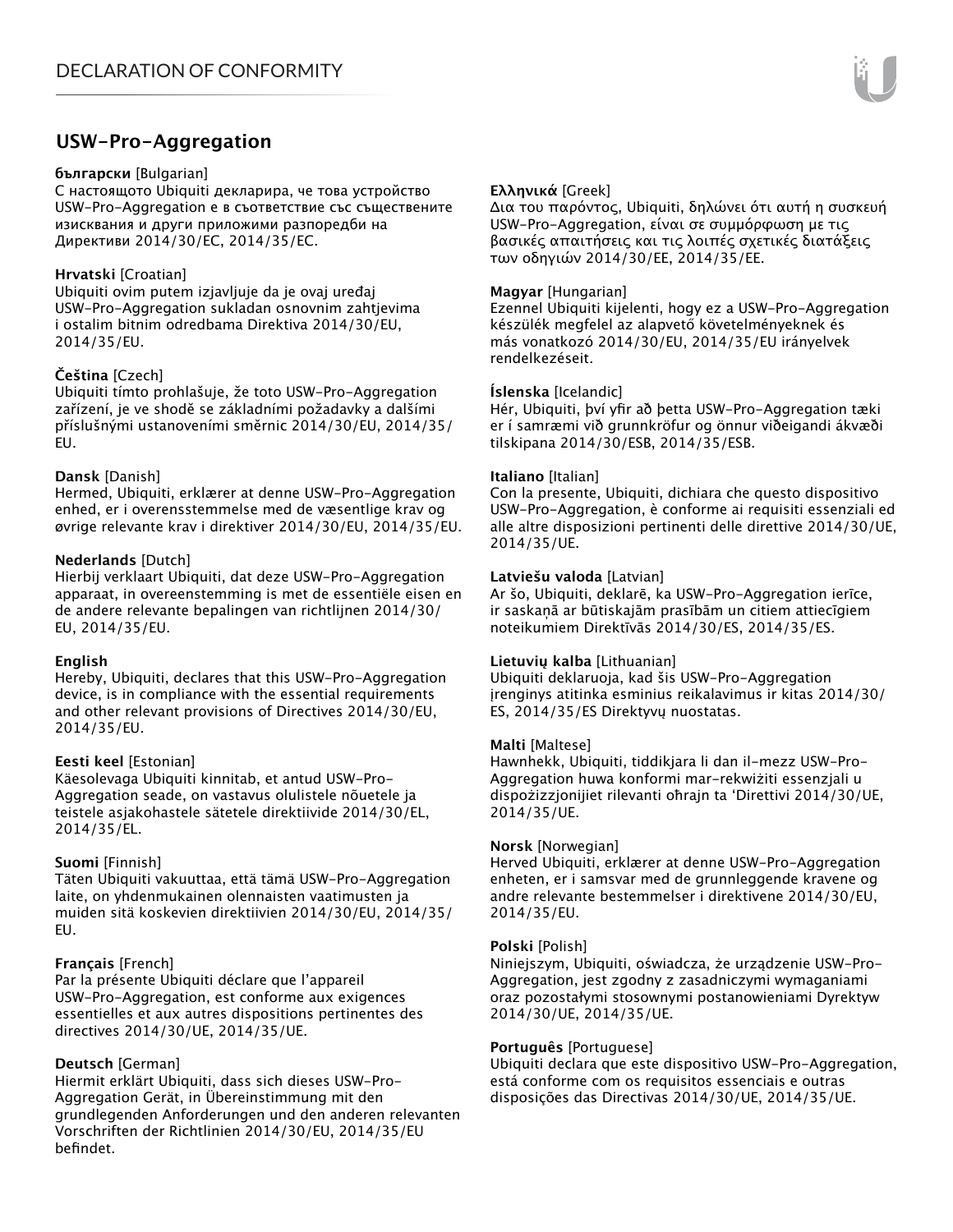DECLARATION OF CONFORMITY

## USW-Pro-Aggregation

**български** [Bulgarian]
С настоящото Ubiquiti декларира, че това устройство USW-Pro-Aggregation е в съответствие със съществените изисквания и други приложими разпоредби на Директиви 2014/30/ЕС, 2014/35/ЕС.

**Hrvatski** [Croatian]
Ubiquiti ovim putem izjavljuje da je ovaj uređaj USW-Pro-Aggregation sukladan osnovnim zahtjevima i ostalim bitnim odredbama Direktiva 2014/30/EU, 2014/35/EU.

**Čeština** [Czech]
Ubiquiti tímto prohlašuje, že toto USW-Pro-Aggregation zařízení, je ve shodě se základními požadavky a dalšími příslušnými ustanoveními směrnic 2014/30/EU, 2014/35/EU.

**Dansk** [Danish]
Hermed, Ubiquiti, erklærer at denne USW-Pro-Aggregation enhed, er i overensstemmelse med de væsentlige krav og øvrige relevante krav i direktiver 2014/30/EU, 2014/35/EU.

**Nederlands** [Dutch]
Hierbij verklaart Ubiquiti, dat deze USW-Pro-Aggregation apparaat, in overeenstemming is met de essentiële eisen en de andere relevante bepalingen van richtlijnen 2014/30/EU, 2014/35/EU.

**English**
Hereby, Ubiquiti, declares that this USW-Pro-Aggregation device, is in compliance with the essential requirements and other relevant provisions of Directives 2014/30/EU, 2014/35/EU.

**Eesti keel** [Estonian]
Käesolevaga Ubiquiti kinnitab, et antud USW-Pro-Aggregation seade, on vastavus olulistele nõuetele ja teistele asjakohastele sätetele direktiivide 2014/30/EL, 2014/35/EL.

**Suomi** [Finnish]
Täten Ubiquiti vakuuttaa, että tämä USW-Pro-Aggregation laite, on yhdenmukainen olennaisten vaatimusten ja muiden sitä koskevien direktiivien 2014/30/EU, 2014/35/EU.

**Français** [French]
Par la présente Ubiquiti déclare que l'appareil USW-Pro-Aggregation, est conforme aux exigences essentielles et aux autres dispositions pertinentes des directives 2014/30/UE, 2014/35/UE.

**Deutsch** [German]
Hiermit erklärt Ubiquiti, dass sich dieses USW-Pro-Aggregation Gerät, in Übereinstimmung mit den grundlegenden Anforderungen und den anderen relevanten Vorschriften der Richtlinien 2014/30/EU, 2014/35/EU befindet.

**Ελληνικά** [Greek]
Δια του παρόντος, Ubiquiti, δηλώνει ότι αυτή η συσκευή USW-Pro-Aggregation, είναι σε συμμόρφωση με τις βασικές απαιτήσεις και τις λοιπές σχετικές διατάξεις των οδηγιών 2014/30/EE, 2014/35/EE.

**Magyar** [Hungarian]
Ezennel Ubiquiti kijelenti, hogy ez a USW-Pro-Aggregation készülék megfelel az alapvető követelményeknek és más vonatkozó 2014/30/EU, 2014/35/EU irányelvek rendelkezéseit.

**Íslenska** [Icelandic]
Hér, Ubiquiti, því yfir að þetta USW-Pro-Aggregation tæki er í samræmi við grunnkröfur og önnur viðeigandi ákvæði tilskipana 2014/30/ESB, 2014/35/ESB.

**Italiano** [Italian]
Con la presente, Ubiquiti, dichiara che questo dispositivo USW-Pro-Aggregation, è conforme ai requisiti essenziali ed alle altre disposizioni pertinenti delle direttive 2014/30/UE, 2014/35/UE.

**Latviešu valoda** [Latvian]
Ar šo, Ubiquiti, deklarē, ka USW-Pro-Aggregation ierīce, ir saskaņā ar būtiskajām prasībām un citiem attiecīgiem noteikumiem Direktīvās 2014/30/ES, 2014/35/ES.

**Lietuvių kalba** [Lithuanian]
Ubiquiti deklaruoja, kad šis USW-Pro-Aggregation įrenginys atitinka esminius reikalavimus ir kitas 2014/30/ES, 2014/35/ES Direktyvų nuostatas.

**Malti** [Maltese]
Hawnhekk, Ubiquiti, tiddikjara li dan il-mezz USW-Pro-Aggregation huwa konformi mar-rekwiżiti essenzjali u dispożizzjonijiet rilevanti oħrajn ta 'Direttivi 2014/30/UE, 2014/35/UE.

**Norsk** [Norwegian]
Herved Ubiquiti, erklærer at denne USW-Pro-Aggregation enheten, er i samsvar med de grunnleggende kravene og andre relevante bestemmelser i direktivene 2014/30/EU, 2014/35/EU.

**Polski** [Polish]
Niniejszym, Ubiquiti, oświadcza, że urządzenie USW-Pro-Aggregation, jest zgodny z zasadniczymi wymaganiami oraz pozostałymi stosownymi postanowieniami Dyrektyw 2014/30/UE, 2014/35/UE.

**Português** [Portuguese]
Ubiquiti declara que este dispositivo USW-Pro-Aggregation, está conforme com os requisitos essenciais e outras disposições das Directivas 2014/30/UE, 2014/35/UE.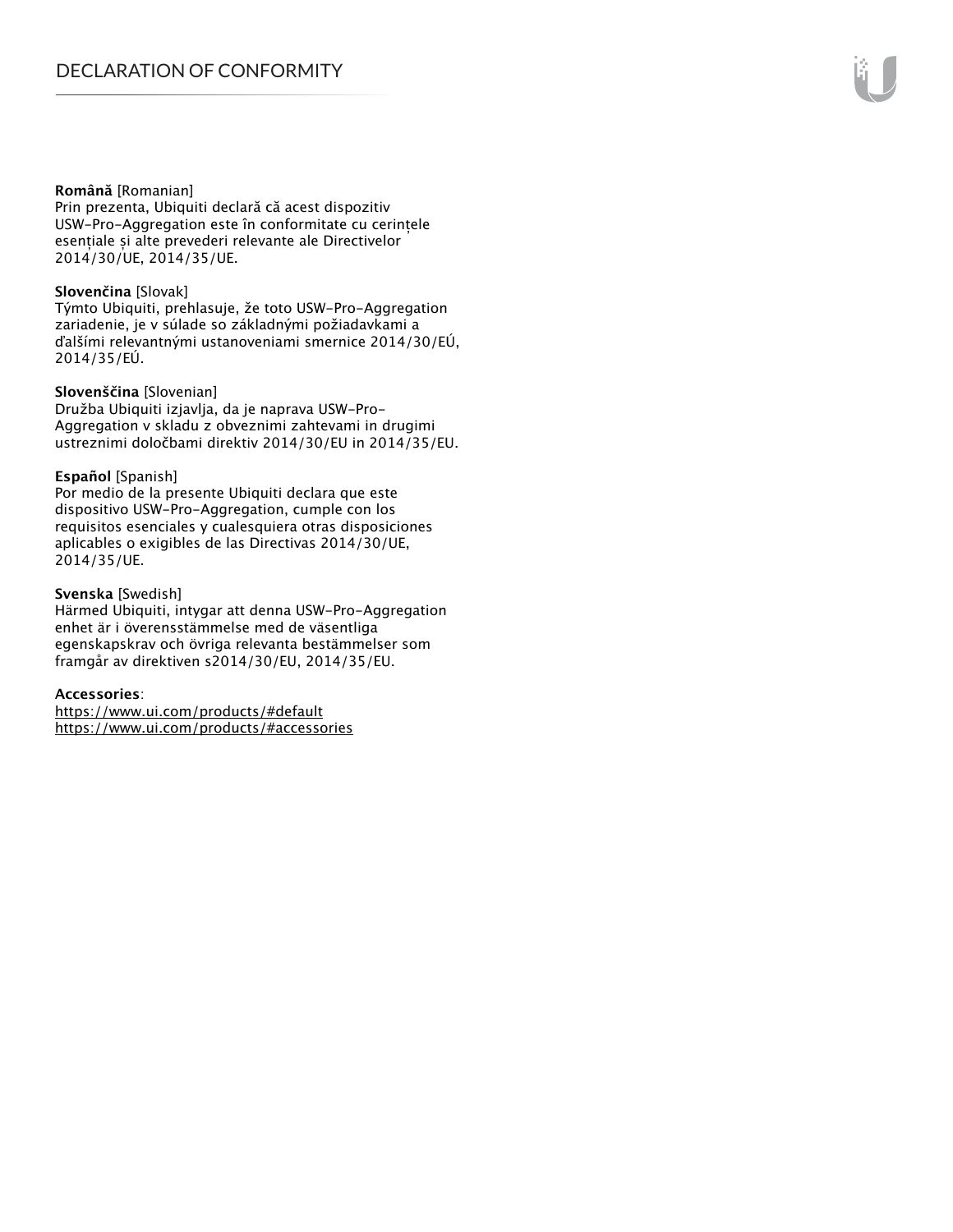**Română** [Romanian]
Prin prezenta, Ubiquiti declară că acest dispozitiv USW-Pro-Aggregation este în conformitate cu cerințele esențiale și alte prevederi relevante ale Directivelor 2014/30/UE, 2014/35/UE.

**Slovenčina** [Slovak]
Týmto Ubiquiti, prehlasuje, že toto USW-Pro-Aggregation zariadenie, je v súlade so základnými požiadavkami a ďalšími relevantnými ustanoveniami smernice 2014/30/EÚ, 2014/35/EÚ.

**Slovenščina** [Slovenian]
Družba Ubiquiti izjavlja, da je naprava USW-Pro-Aggregation v skladu z obveznimi zahtevami in drugimi ustreznimi določbami direktiv 2014/30/EU in 2014/35/EU.

**Español** [Spanish]
Por medio de la presente Ubiquiti declara que este dispositivo USW-Pro-Aggregation, cumple con los requisitos esenciales y cualesquiera otras disposiciones aplicables o exigibles de las Directivas 2014/30/UE, 2014/35/UE.

**Svenska** [Swedish]
Härmed Ubiquiti, intygar att denna USW-Pro-Aggregation enhet är i överensstämmelse med de väsentliga egenskapskrav och övriga relevanta bestämmelser som framgår av direktiven s2014/30/EU, 2014/35/EU.

**Accessories**:
https://www.ui.com/products/#default
https://www.ui.com/products/#accessories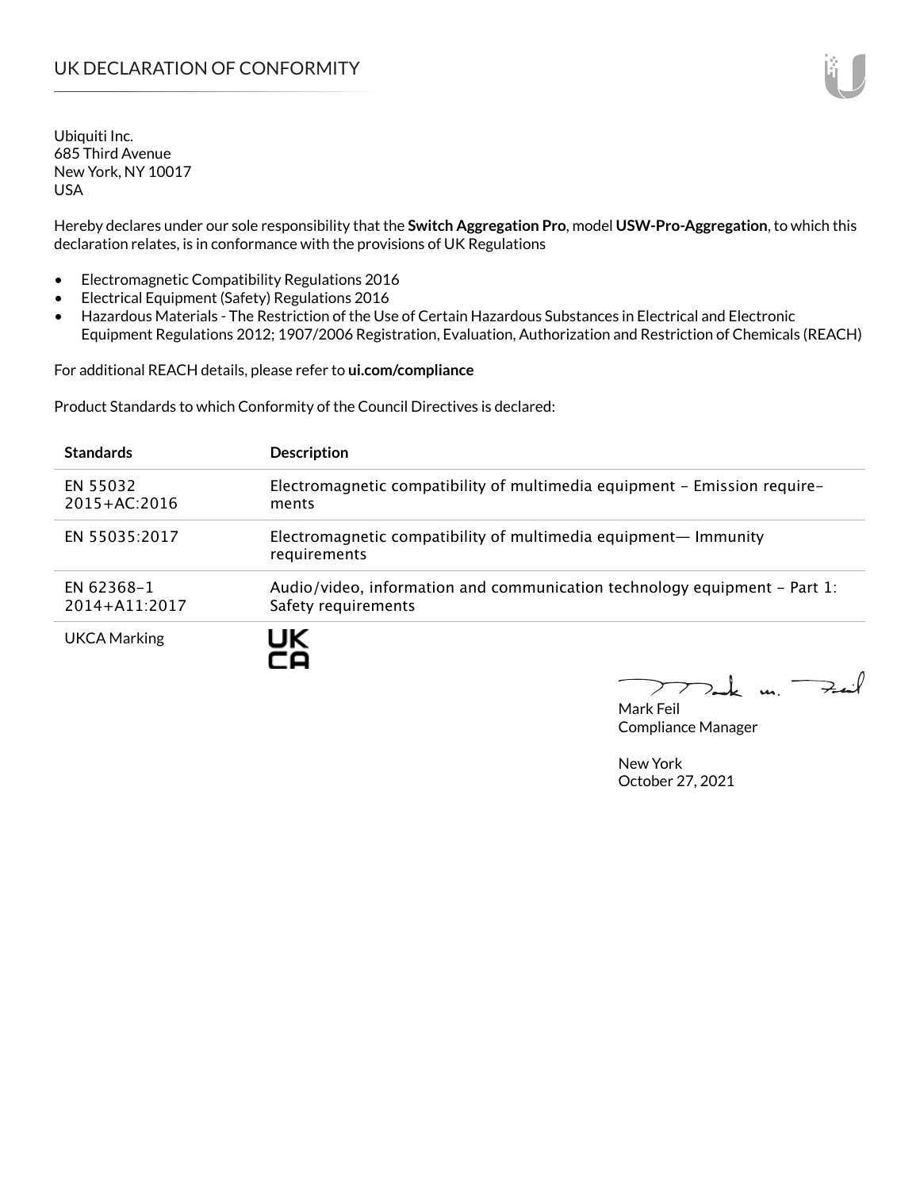# UK DECLARATION OF CONFORMITY

Ubiquiti Inc.
685 Third Avenue
New York, NY 10017
USA

Hereby declares under our sole responsibility that the **Switch Aggregation Pro**, model **USW-Pro-Aggregation**, to which this declaration relates, is in conformance with the provisions of UK Regulations

- Electromagnetic Compatibility Regulations 2016
- Electrical Equipment (Safety) Regulations 2016
- Hazardous Materials - The Restriction of the Use of Certain Hazardous Substances in Electrical and Electronic Equipment Regulations 2012; 1907/2006 Registration, Evaluation, Authorization and Restriction of Chemicals (REACH)

For additional REACH details, please refer to **ui.com/compliance**

Product Standards to which Conformity of the Council Directives is declared:

| Standards | Description |
|---|---|
| EN 55032 2015+AC:2016 | Electromagnetic compatibility of multimedia equipment – Emission requirements |
| EN 55035:2017 | Electromagnetic compatibility of multimedia equipment— Immunity requirements |
| EN 62368-1 2014+A11:2017 | Audio/video, information and communication technology equipment – Part 1: Safety requirements |
| UKCA Marking | UK CA |

Mark Feil
Compliance Manager

New York
October 27, 2021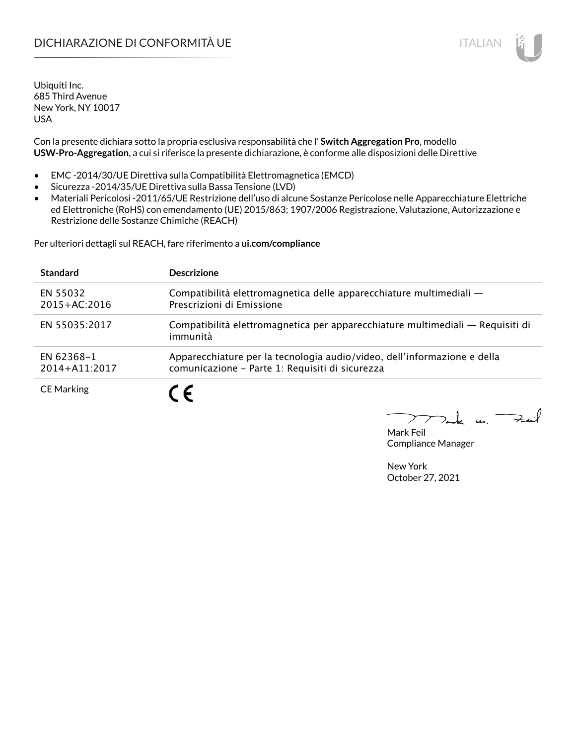# DICHIARAZIONE DI CONFORMITÀ UE

Ubiquiti Inc.
685 Third Avenue
New York, NY 10017
USA

Con la presente dichiara sotto la propria esclusiva responsabilità che l' **Switch Aggregation Pro**, modello **USW-Pro-Aggregation**, a cui si riferisce la presente dichiarazione, è conforme alle disposizioni delle Direttive

- EMC -2014/30/UE Direttiva sulla Compatibilità Elettromagnetica (EMCD)
- Sicurezza -2014/35/UE Direttiva sulla Bassa Tensione (LVD)
- Materiali Pericolosi -2011/65/UE Restrizione dell'uso di alcune Sostanze Pericolose nelle Apparecchiature Elettriche ed Elettroniche (RoHS) con emendamento (UE) 2015/863; 1907/2006 Registrazione, Valutazione, Autorizzazione e Restrizione delle Sostanze Chimiche (REACH)

Per ulteriori dettagli sul REACH, fare riferimento a **ui.com/compliance**

| Standard | Descrizione |
|---|---|
| EN 55032 2015+AC:2016 | Compatibilità elettromagnetica delle apparecchiature multimediali — Prescrizioni di Emissione |
| EN 55035:2017 | Compatibilità elettromagnetica per apparecchiature multimediali — Requisiti di immunità |
| EN 62368-1 2014+A11:2017 | Apparecchiature per la tecnologia audio/video, dell'informazione e della comunicazione - Parte 1: Requisiti di sicurezza |
| CE Marking | CE |

Mark Feil
Compliance Manager

New York
October 27, 2021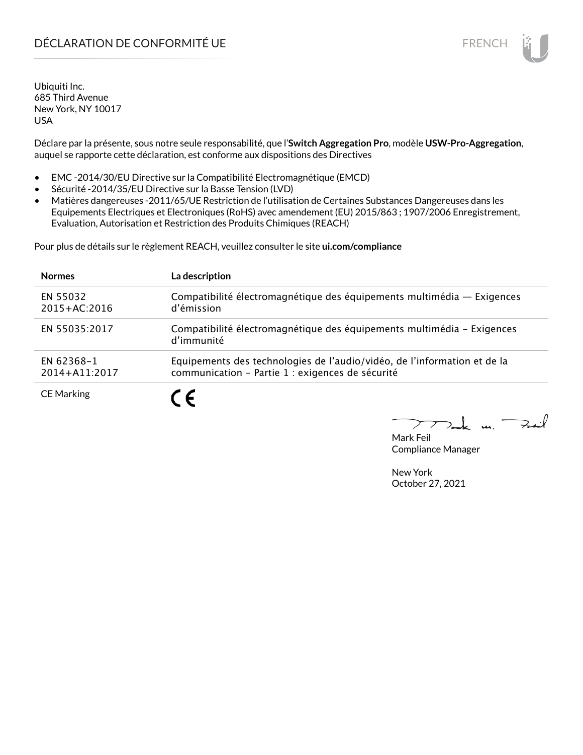# DÉCLARATION DE CONFORMITÉ UE

Ubiquiti Inc.
685 Third Avenue
New York, NY 10017
USA

Déclare par la présente, sous notre seule responsabilité, que l'**Switch Aggregation Pro**, modèle **USW-Pro-Aggregation**, auquel se rapporte cette déclaration, est conforme aux dispositions des Directives

- EMC -2014/30/EU Directive sur la Compatibilité Electromagnétique (EMCD)
- Sécurité -2014/35/EU Directive sur la Basse Tension (LVD)
- Matières dangereuses -2011/65/UE Restriction de l'utilisation de Certaines Substances Dangereuses dans les Equipements Electriques et Electroniques (RoHS) avec amendement (EU) 2015/863 ; 1907/2006 Enregistrement, Evaluation, Autorisation et Restriction des Produits Chimiques (REACH)

Pour plus de détails sur le règlement REACH, veuillez consulter le site **ui.com/compliance**

| **Normes** | **La description** |
|---|---|
| EN 55032 2015+AC:2016 | Compatibilité électromagnétique des équipements multimédia — Exigences d'émission |
| EN 55035:2017 | Compatibilité électromagnétique des équipements multimédia – Exigences d'immunité |
| EN 62368-1 2014+A11:2017 | Equipements des technologies de l'audio/vidéo, de l'information et de la communication – Partie 1 : exigences de sécurité |
| CE Marking | CE |

Mark Feil
Compliance Manager

New York
October 27, 2021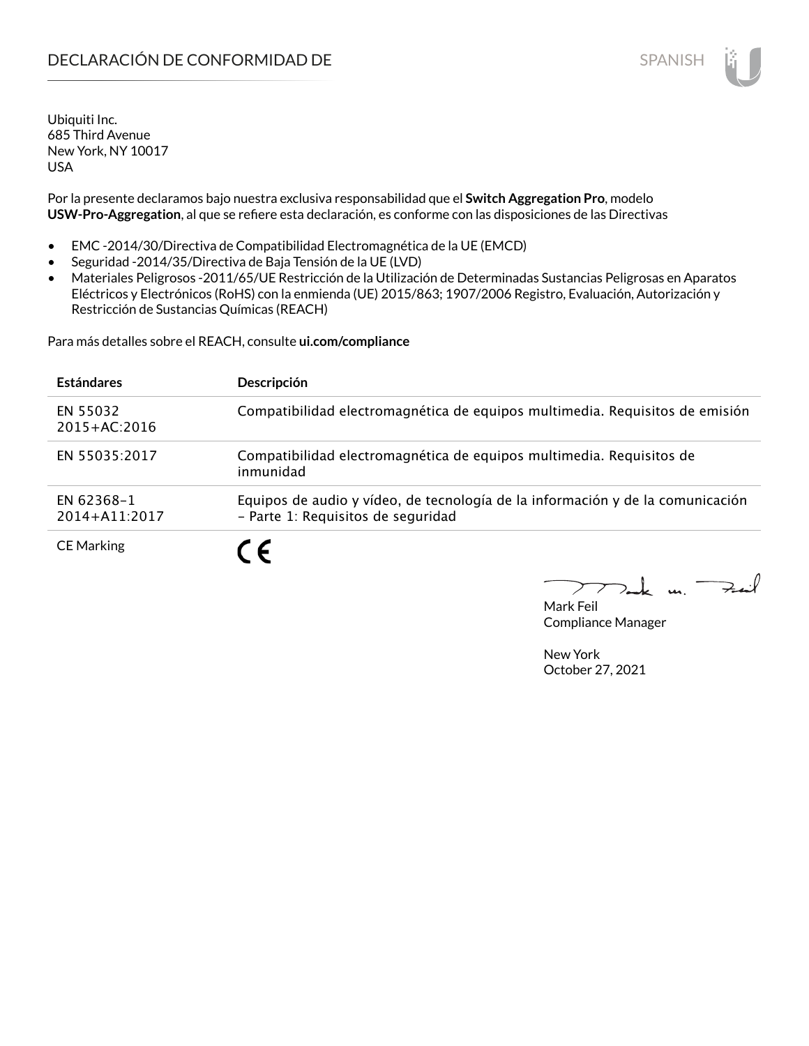# DECLARACIÓN DE CONFORMIDAD DE

SPANISH

Ubiquiti Inc.
685 Third Avenue
New York, NY 10017
USA

Por la presente declaramos bajo nuestra exclusiva responsabilidad que el **Switch Aggregation Pro**, modelo **USW-Pro-Aggregation**, al que se refiere esta declaración, es conforme con las disposiciones de las Directivas

- EMC -2014/30/Directiva de Compatibilidad Electromagnética de la UE (EMCD)
- Seguridad -2014/35/Directiva de Baja Tensión de la UE (LVD)
- Materiales Peligrosos -2011/65/UE Restricción de la Utilización de Determinadas Sustancias Peligrosas en Aparatos Eléctricos y Electrónicos (RoHS) con la enmienda (UE) 2015/863; 1907/2006 Registro, Evaluación, Autorización y Restricción de Sustancias Químicas (REACH)

Para más detalles sobre el REACH, consulte **ui.com/compliance**

| **Estándares** | **Descripción** |
|---|---|
| EN 55032 2015+AC:2016 | Compatibilidad electromagnética de equipos multimedia. Requisitos de emisión |
| EN 55035:2017 | Compatibilidad electromagnética de equipos multimedia. Requisitos de inmunidad |
| EN 62368-1 2014+A11:2017 | Equipos de audio y vídeo, de tecnología de la información y de la comunicación - Parte 1: Requisitos de seguridad |
| CE Marking | CE |

Mark Feil
Compliance Manager

New York
October 27, 2021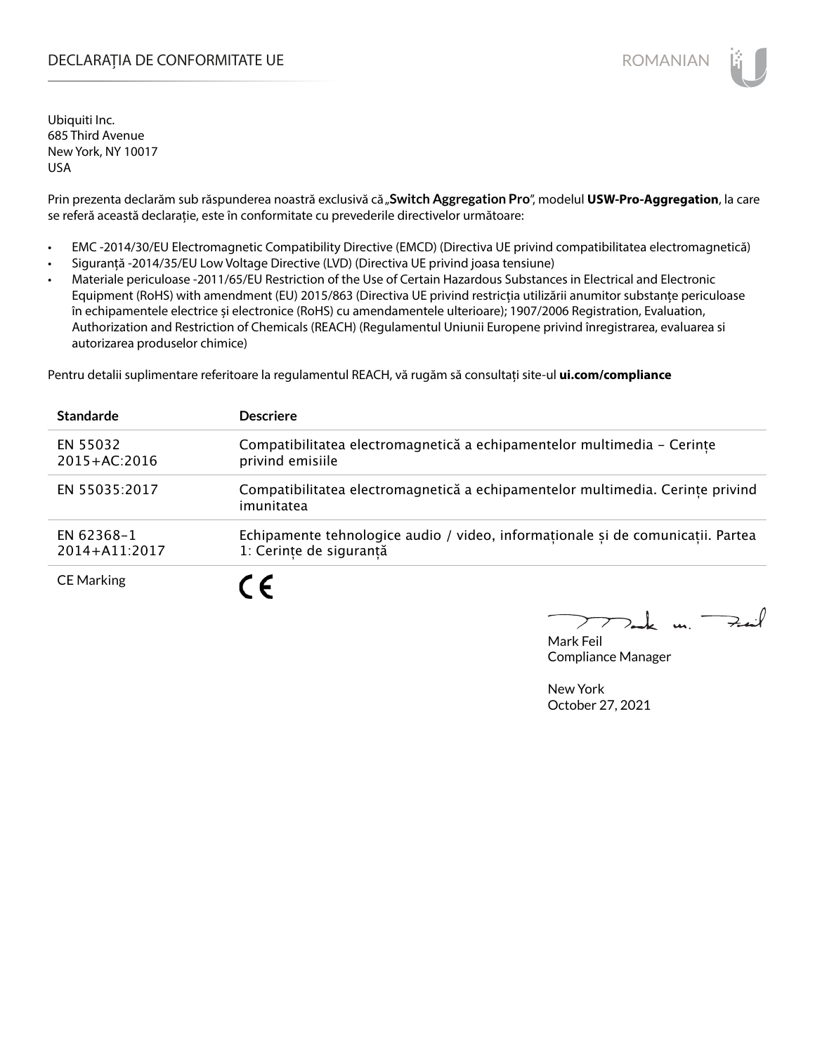# DECLARAȚIA DE CONFORMITATE UE

Ubiquiti Inc.
685 Third Avenue
New York, NY 10017
USA

Prin prezenta declarăm sub răspunderea noastră exclusivă că „**Switch Aggregation Pro**", modelul **USW-Pro-Aggregation**, la care se referă această declarație, este în conformitate cu prevederile directivelor următoare:

- EMC -2014/30/EU Electromagnetic Compatibility Directive (EMCD) (Directiva UE privind compatibilitatea electromagnetică)
- Siguranță -2014/35/EU Low Voltage Directive (LVD) (Directiva UE privind joasa tensiune)
- Materiale periculoase -2011/65/EU Restriction of the Use of Certain Hazardous Substances in Electrical and Electronic Equipment (RoHS) with amendment (EU) 2015/863 (Directiva UE privind restricția utilizării anumitor substanțe periculoase în echipamentele electrice și electronice (RoHS) cu amendamentele ulterioare); 1907/2006 Registration, Evaluation, Authorization and Restriction of Chemicals (REACH) (Regulamentul Uniunii Europene privind înregistrarea, evaluarea si autorizarea produselor chimice)

Pentru detalii suplimentare referitoare la regulamentul REACH, vă rugăm să consultați site-ul **ui.com/compliance**

| Standarde | Descriere |
|---|---|
| EN 55032 2015+AC:2016 | Compatibilitatea electromagnetică a echipamentelor multimedia – Cerințe privind emisiile |
| EN 55035:2017 | Compatibilitatea electromagnetică a echipamentelor multimedia. Cerințe privind imunitatea |
| EN 62368–1 2014+A11:2017 | Echipamente tehnologice audio / video, informaționale și de comunicații. Partea 1: Cerințe de siguranță |
| CE Marking | CE |

Mark Feil
Compliance Manager

New York
October 27, 2021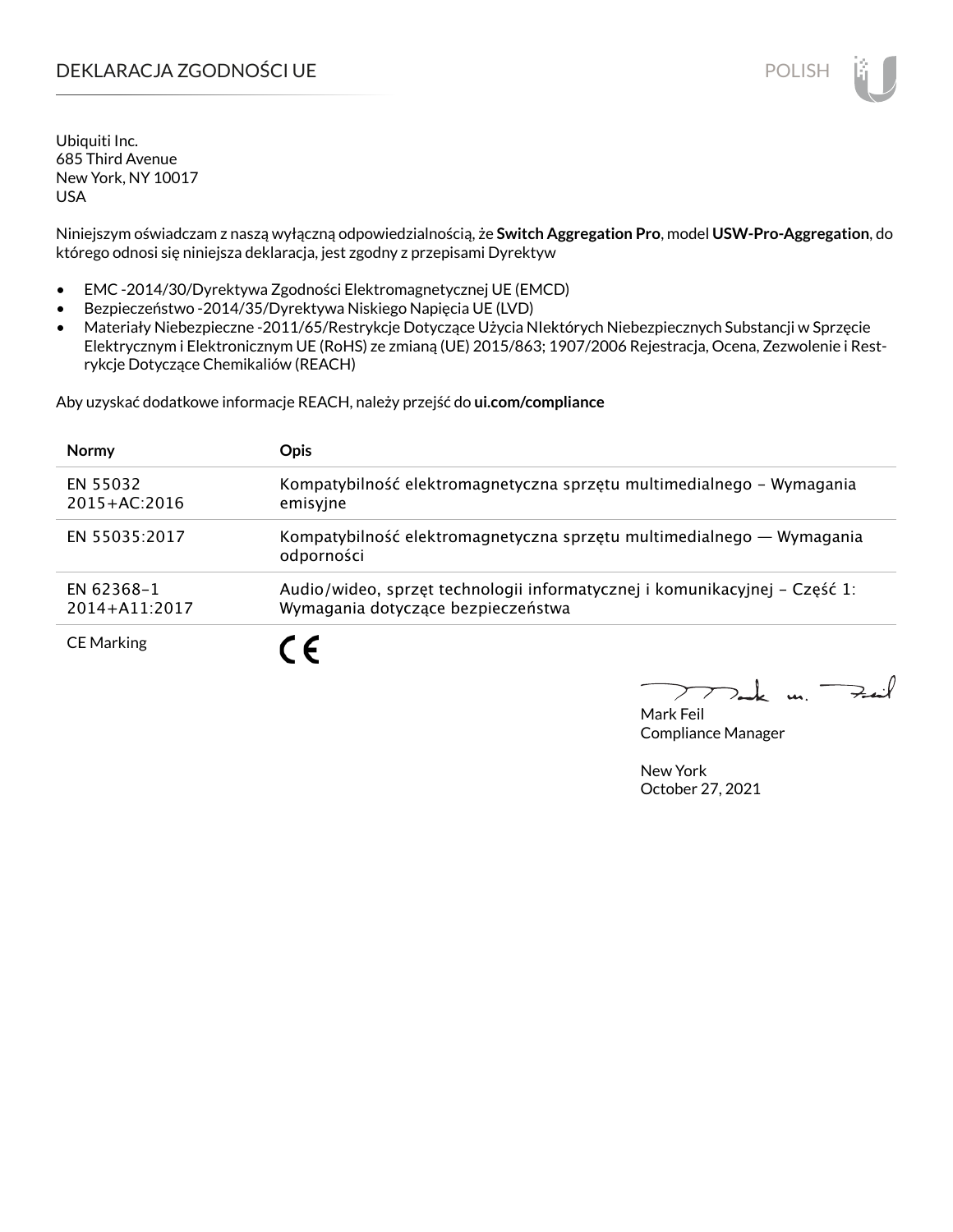# DEKLARACJA ZGODNOŚCI UE

Ubiquiti Inc.
685 Third Avenue
New York, NY 10017
USA

Niniejszym oświadczam z naszą wyłączną odpowiedzialnością, że **Switch Aggregation Pro**, model **USW-Pro-Aggregation**, do którego odnosi się niniejsza deklaracja, jest zgodny z przepisami Dyrektyw

- EMC -2014/30/Dyrektywa Zgodności Elektromagnetycznej UE (EMCD)
- Bezpieczeństwo -2014/35/Dyrektywa Niskiego Napięcia UE (LVD)
- Materiały Niebezpieczne -2011/65/Restrykcje Dotyczące Użycia NIektórych Niebezpiecznych Substancji w Sprzęcie Elektrycznym i Elektronicznym UE (RoHS) ze zmianą (UE) 2015/863; 1907/2006 Rejestracja, Ocena, Zezwolenie i Restrykcje Dotyczące Chemikaliów (REACH)

Aby uzyskać dodatkowe informacje REACH, należy przejść do **ui.com/compliance**

| Normy | Opis |
|---|---|
| EN 55032 2015+AC:2016 | Kompatybilność elektromagnetyczna sprzętu multimedialnego – Wymagania emisyjne |
| EN 55035:2017 | Kompatybilność elektromagnetyczna sprzętu multimedialnego — Wymagania odporności |
| EN 62368-1 2014+A11:2017 | Audio/wideo, sprzęt technologii informatycznej i komunikacyjnej – Część 1: Wymagania dotyczące bezpieczeństwa |
| CE Marking | CE |

Mark Feil
Compliance Manager

New York
October 27, 2021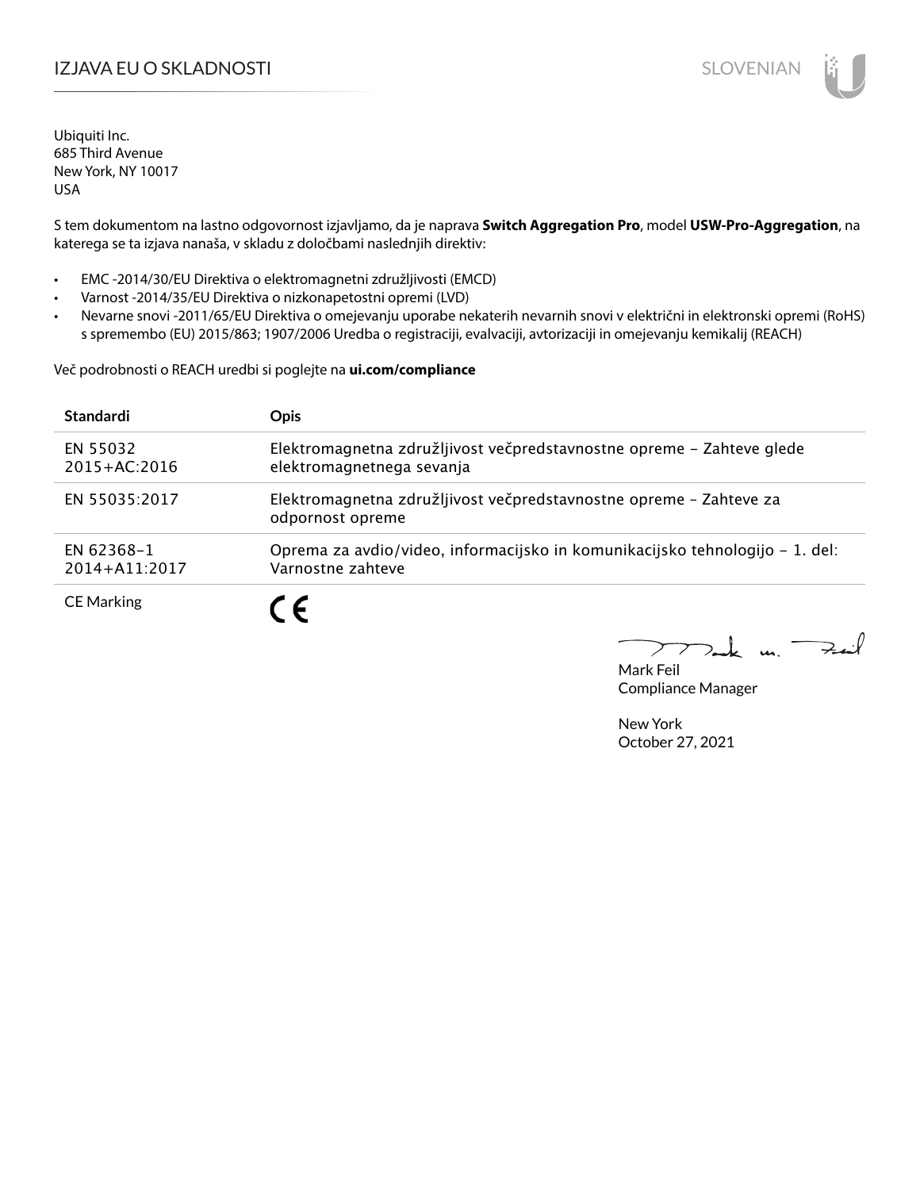# IZJAVA EU O SKLADNOSTI

Ubiquiti Inc.
685 Third Avenue
New York, NY 10017
USA

S tem dokumentom na lastno odgovornost izjavljamo, da je naprava **Switch Aggregation Pro**, model **USW-Pro-Aggregation**, na katerega se ta izjava nanaša, v skladu z določbami naslednjih direktiv:

- EMC -2014/30/EU Direktiva o elektromagnetni združljivosti (EMCD)
- Varnost -2014/35/EU Direktiva o nizkonapetostni opremi (LVD)
- Nevarne snovi -2011/65/EU Direktiva o omejevanju uporabe nekaterih nevarnih snovi v električni in elektronski opremi (RoHS) s spremembo (EU) 2015/863; 1907/2006 Uredba o registraciji, evalvaciji, avtorizaciji in omejevanju kemikalij (REACH)

Več podrobnosti o REACH uredbi si poglejte na **ui.com/compliance**

| Standardi | Opis |
|---|---|
| EN 55032 2015+AC:2016 | Elektromagnetna združljivost večpredstavnostne opreme – Zahteve glede elektromagnetnega sevanja |
| EN 55035:2017 | Elektromagnetna združljivost večpredstavnostne opreme – Zahteve za odpornost opreme |
| EN 62368-1 2014+A11:2017 | Oprema za avdio/video, informacijsko in komunikacijsko tehnologijo – 1. del: Varnostne zahteve |
| CE Marking | CE |

Mark Feil
Compliance Manager

New York
October 27, 2021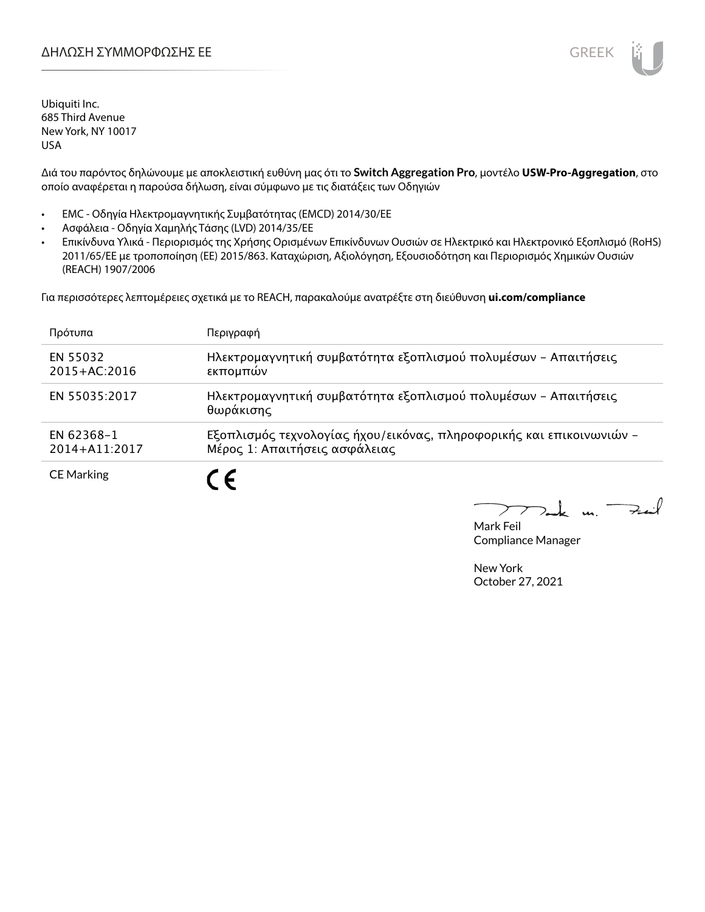# ΔΗΛΩΣΗ ΣΥΜΜΟΡΦΩΣΗΣ ΕΕ

Ubiquiti Inc.
685 Third Avenue
New York, NY 10017
USA

Διά του παρόντος δηλώνουμε με αποκλειστική ευθύνη μας ότι το **Switch Aggregation Pro**, μοντέλο **USW-Pro-Aggregation**, στο οποίο αναφέρεται η παρούσα δήλωση, είναι σύμφωνο με τις διατάξεις των Οδηγιών

- EMC - Οδηγία Ηλεκτρομαγνητικής Συμβατότητας (EMCD) 2014/30/ΕΕ
- Ασφάλεια - Οδηγία Χαμηλής Τάσης (LVD) 2014/35/ΕΕ
- Επικίνδυνα Υλικά - Περιορισμός της Χρήσης Ορισμένων Επικίνδυνων Ουσιών σε Ηλεκτρικό και Ηλεκτρονικό Εξοπλισμό (RoHS) 2011/65/ΕΕ με τροποποίηση (ΕΕ) 2015/863. Καταχώριση, Αξιολόγηση, Εξουσιοδότηση και Περιορισμός Χημικών Ουσιών (REACH) 1907/2006

Για περισσότερες λεπτομέρειες σχετικά με το REACH, παρακαλούμε ανατρέξτε στη διεύθυνση **ui.com/compliance**

| Πρότυπα | Περιγραφή |
|---|---|
| EN 55032 2015+AC:2016 | Ηλεκτρομαγνητική συμβατότητα εξοπλισμού πολυμέσων – Απαιτήσεις εκπομπών |
| EN 55035:2017 | Ηλεκτρομαγνητική συμβατότητα εξοπλισμού πολυμέσων – Απαιτήσεις θωράκισης |
| EN 62368-1 2014+A11:2017 | Εξοπλισμός τεχνολογίας ήχου/εικόνας, πληροφορικής και επικοινωνιών – Μέρος 1: Απαιτήσεις ασφάλειας |
| CE Marking | CE |

Mark Feil
Compliance Manager

New York
October 27, 2021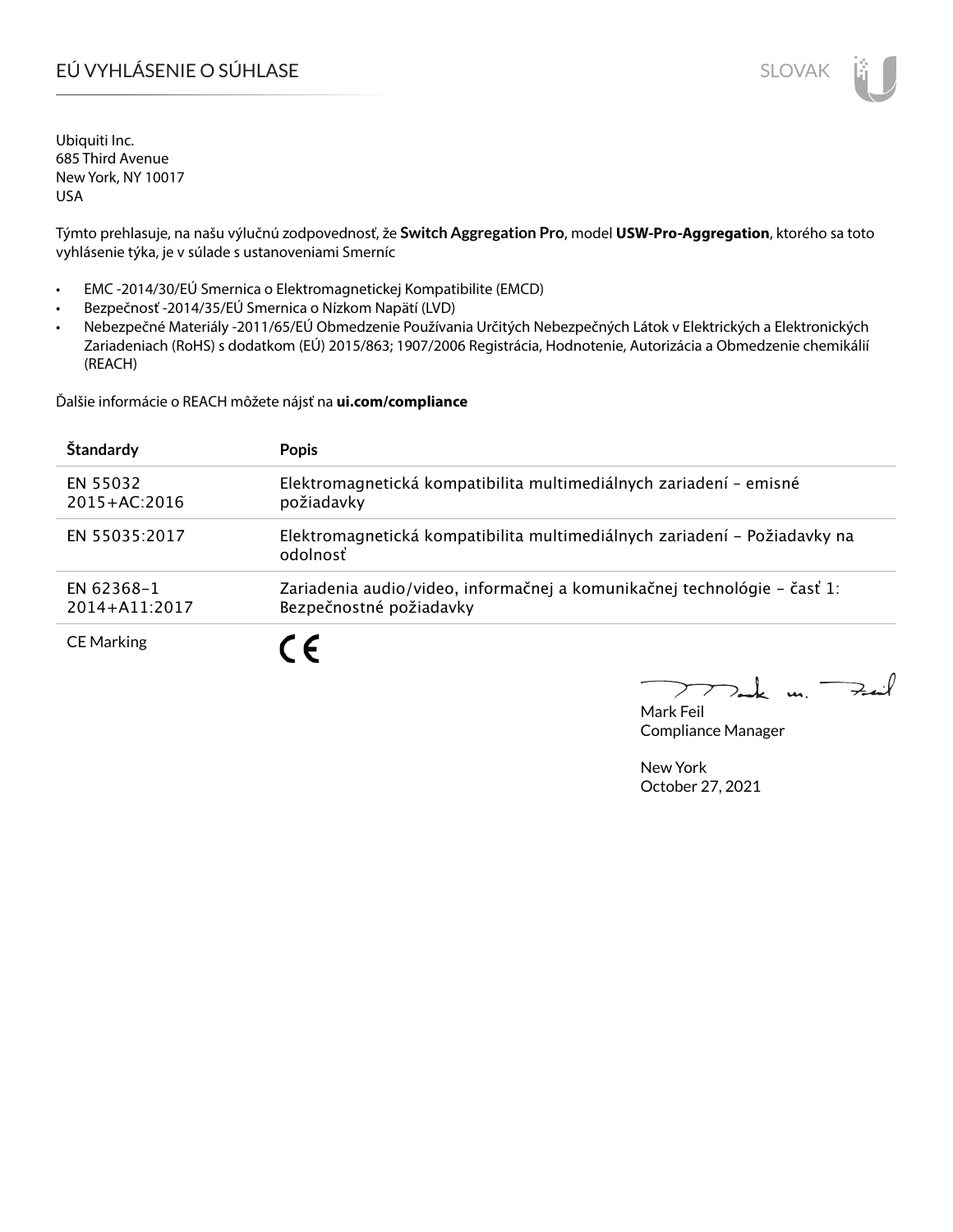# EÚ VYHLÁSENIE O SÚHLASE

Ubiquiti Inc.
685 Third Avenue
New York, NY 10017
USA

Týmto prehlasuje, na našu výlučnú zodpovednosť, že **Switch Aggregation Pro**, model **USW-Pro-Aggregation**, ktorého sa toto vyhlásenie týka, je v súlade s ustanoveniami Smerníc

- EMC -2014/30/EÚ Smernica o Elektromagnetickej Kompatibilite (EMCD)
- Bezpečnosť -2014/35/EÚ Smernica o Nízkom Napätí (LVD)
- Nebezpečné Materiály -2011/65/EÚ Obmedzenie Používania Určitých Nebezpečných Látok v Elektrických a Elektronických Zariadeniach (RoHS) s dodatkom (EÚ) 2015/863; 1907/2006 Registrácia, Hodnotenie, Autorizácia a Obmedzenie chemikálií (REACH)

Ďalšie informácie o REACH môžete nájsť na **ui.com/compliance**

| Štandardy | Popis |
|---|---|
| EN 55032 2015+AC:2016 | Elektromagnetická kompatibilita multimediálnych zariadení – emisné požiadavky |
| EN 55035:2017 | Elektromagnetická kompatibilita multimediálnych zariadení – Požiadavky na odolnosť |
| EN 62368-1 2014+A11:2017 | Zariadenia audio/video, informačnej a komunikačnej technológie – časť 1: Bezpečnostné požiadavky |
| CE Marking | CE |

Mark Feil
Compliance Manager

New York
October 27, 2021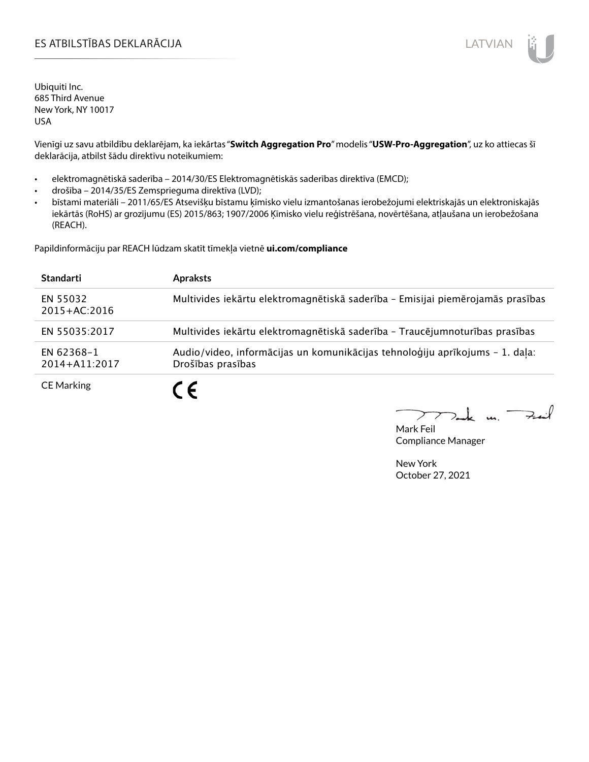# ES ATBILSTĪBAS DEKLARĀCIJA

Ubiquiti Inc.
685 Third Avenue
New York, NY 10017
USA

Vienīgi uz savu atbildību deklarējam, ka iekārtas "**Switch Aggregation Pro**" modelis "**USW-Pro-Aggregation**", uz ko attiecas šī deklarācija, atbilst šādu direktīvu noteikumiem:

- elektromagnētiskā saderība – 2014/30/ES Elektromagnētiskās saderības direktīva (EMCD);
- drošība – 2014/35/ES Zemsprieguma direktīva (LVD);
- bīstami materiāli – 2011/65/ES Atsevišķu bīstamu ķīmisko vielu izmantošanas ierobežojumi elektriskajās un elektroniskajās iekārtās (RoHS) ar grozījumu (ES) 2015/863; 1907/2006 Ķīmisko vielu reģistrēšana, novērtēšana, atļaušana un ierobežošana (REACH).

Papildinformāciju par REACH lūdzam skatīt tīmekļa vietnē **ui.com/compliance**

| Standarti | Apraksts |
|---|---|
| EN 55032 2015+AC:2016 | Multivides iekārtu elektromagnētiskā saderība – Emisijai piemērojamās prasības |
| EN 55035:2017 | Multivides iekārtu elektromagnētiskā saderība – Traucējumnoturības prasības |
| EN 62368-1 2014+A11:2017 | Audio/video, informācijas un komunikācijas tehnoloģiju aprīkojums – 1. daļa: Drošības prasības |
| CE Marking | CE |

Mark Feil
Compliance Manager

New York
October 27, 2021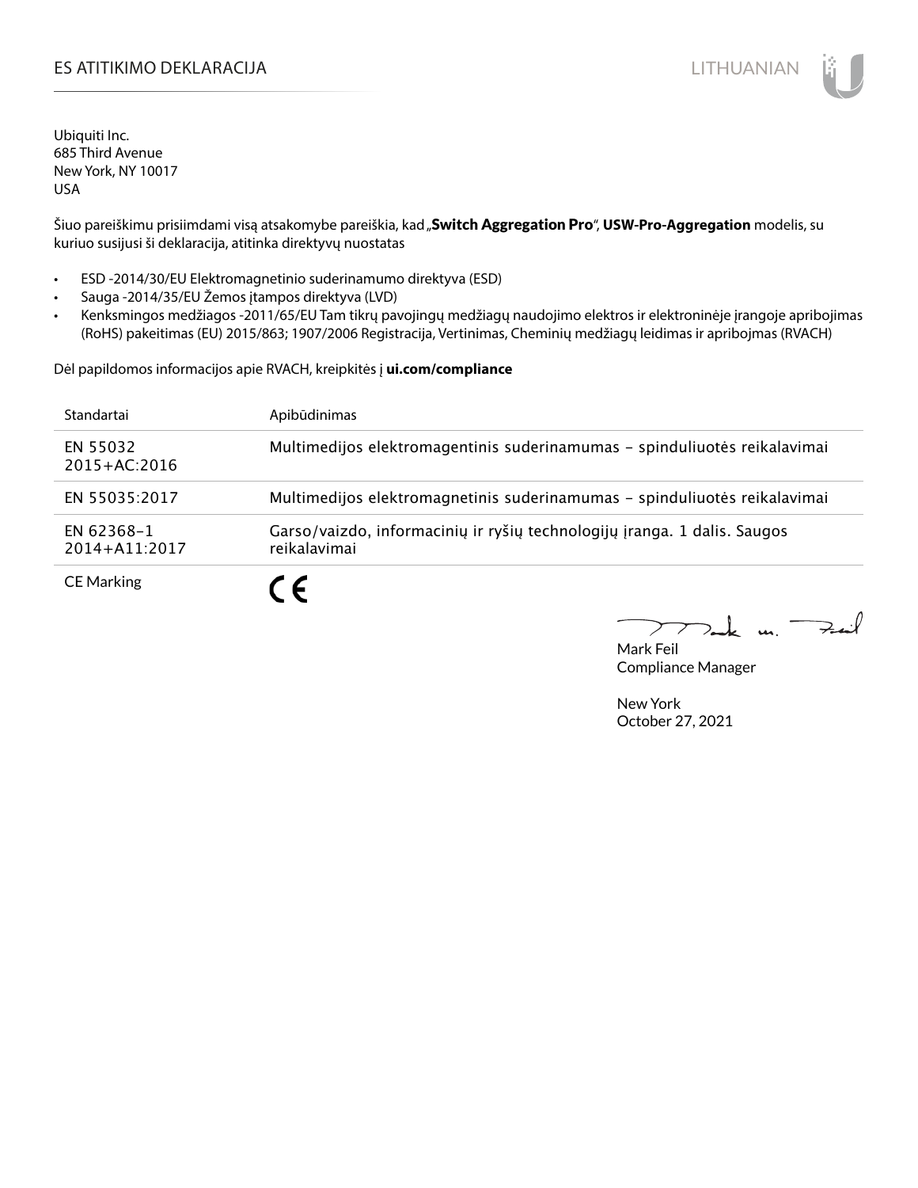# ES ATITIKIMO DEKLARACIJA

LITHUANIAN

Ubiquiti Inc.
685 Third Avenue
New York, NY 10017
USA

Šiuo pareiškimu prisiimdami visą atsakomybe pareiškia, kad „**Switch Aggregation Pro**", **USW-Pro-Aggregation** modelis, su kuriuo susijusi ši deklaracija, atitinka direktyvų nuostatas

- ESD -2014/30/EU Elektromagnetinio suderinamumo direktyva (ESD)
- Sauga -2014/35/EU Žemos įtampos direktyva (LVD)
- Kenksmingos medžiagos -2011/65/EU Tam tikrų pavojingų medžiagų naudojimo elektros ir elektroninėje įrangoje apribojimas (RoHS) pakeitimas (EU) 2015/863; 1907/2006 Registracija, Vertinimas, Cheminių medžiagų leidimas ir apribojmas (RVACH)

Dėl papildomos informacijos apie RVACH, kreipkitės į **ui.com/compliance**

| Standartai | Apibūdinimas |
|---|---|
| EN 55032 2015+AC:2016 | Multimedijos elektromagentinis suderinamumas – spinduliuotės reikalavimai |
| EN 55035:2017 | Multimedijos elektromagnetinis suderinamumas – spinduliuotės reikalavimai |
| EN 62368-1 2014+A11:2017 | Garso/vaizdo, informacinių ir ryšių technologijų įranga. 1 dalis. Saugos reikalavimai |
| CE Marking | CE |

Mark Feil
Compliance Manager

New York
October 27, 2021